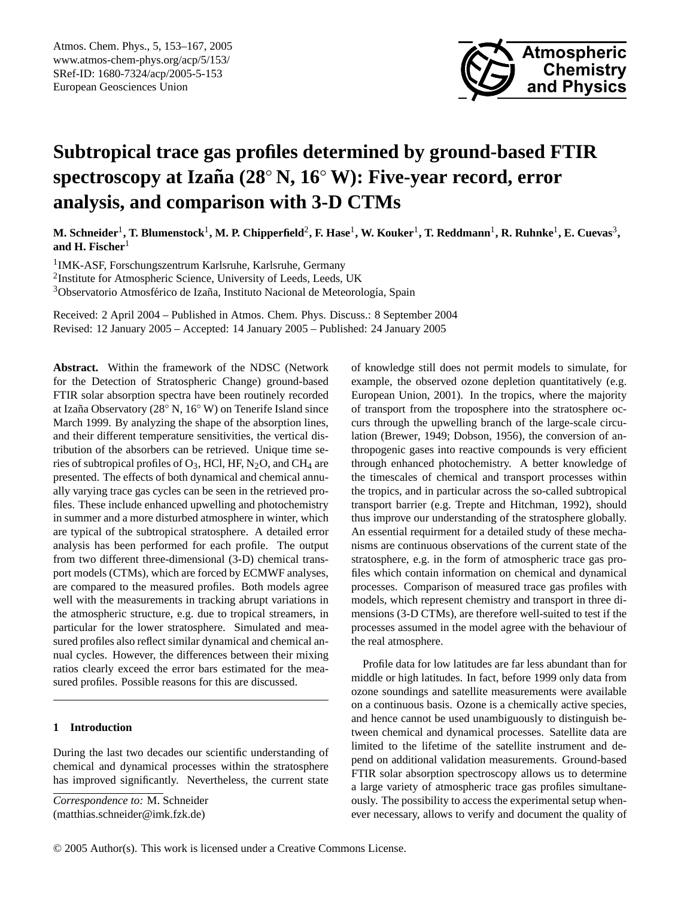# Subtropical trace gas profiles determined by ground-based FTIR spectroscopy at Izaña (28° N, 16° W): Five-year record, error analysis, and comparison with 3-D CTMs

**M. Schneider**[1], **T. Blumenstock**[1], **M. P. Chipperfield**[2], **F. Hase**[1], **W. Kouker**[1], **T. Reddmann**[1], **R. Ruhnke**[1], **E. Cuevas**[3], **and H. Fischer**[1]

[1]IMK-ASF, Forschungszentrum Karlsruhe, Karlsruhe, Germany

[2]Institute for Atmospheric Science, University of Leeds, Leeds, UK

[3]Observatorio Atmosférico de Izaña, Instituto Nacional de Meteorología, Spain

Received: 2 April 2004 – Published in Atmos. Chem. Phys. Discuss.: 8 September 2004
Revised: 12 January 2005 – Accepted: 14 January 2005 – Published: 24 January 2005

**Abstract.** Within the framework of the NDSC (Network for the Detection of Stratospheric Change) ground-based FTIR solar absorption spectra have been routinely recorded at Izaña Observatory (28° N, 16° W) on Tenerife Island since March 1999. By analyzing the shape of the absorption lines, and their different temperature sensitivities, the vertical distribution of the absorbers can be retrieved. Unique time series of subtropical profiles of $O_3$, HCl, HF, $N_2O$, and $CH_4$ are presented. The effects of both dynamical and chemical annually varying trace gas cycles can be seen in the retrieved profiles. These include enhanced upwelling and photochemistry in summer and a more disturbed atmosphere in winter, which are typical of the subtropical stratosphere. A detailed error analysis has been performed for each profile. The output from two different three-dimensional (3-D) chemical transport models (CTMs), which are forced by ECMWF analyses, are compared to the measured profiles. Both models agree well with the measurements in tracking abrupt variations in the atmospheric structure, e.g. due to tropical streamers, in particular for the lower stratosphere. Simulated and measured profiles also reflect similar dynamical and chemical annual cycles. However, the differences between their mixing ratios clearly exceed the error bars estimated for the measured profiles. Possible reasons for this are discussed.

## 1 Introduction

During the last two decades our scientific understanding of chemical and dynamical processes within the stratosphere has improved significantly. Nevertheless, the current state of knowledge still does not permit models to simulate, for example, the observed ozone depletion quantitatively (e.g. European Union, 2001). In the tropics, where the majority of transport from the troposphere into the stratosphere occurs through the upwelling branch of the large-scale circulation (Brewer, 1949; Dobson, 1956), the conversion of anthropogenic gases into reactive compounds is very efficient through enhanced photochemistry. A better knowledge of the timescales of chemical and transport processes within the tropics, and in particular across the so-called subtropical transport barrier (e.g. Trepte and Hitchman, 1992), should thus improve our understanding of the stratosphere globally. An essential requirment for a detailed study of these mechanisms are continuous observations of the current state of the stratosphere, e.g. in the form of atmospheric trace gas profiles which contain information on chemical and dynamical processes. Comparison of measured trace gas profiles with models, which represent chemistry and transport in three dimensions (3-D CTMs), are therefore well-suited to test if the processes assumed in the model agree with the behaviour of the real atmosphere.

Profile data for low latitudes are far less abundant than for middle or high latitudes. In fact, before 1999 only data from ozone soundings and satellite measurements were available on a continuous basis. Ozone is a chemically active species, and hence cannot be used unambiguously to distinguish between chemical and dynamical processes. Satellite data are limited to the lifetime of the satellite instrument and depend on additional validation measurements. Ground-based FTIR solar absorption spectroscopy allows us to determine a large variety of atmospheric trace gas profiles simultaneously. The possibility to access the experimental setup whenever necessary, allows to verify and document the quality of

*Correspondence to:* M. Schneider
(matthias.schneider@imk.fzk.de)

© 2005 Author(s). This work is licensed under a Creative Commons License.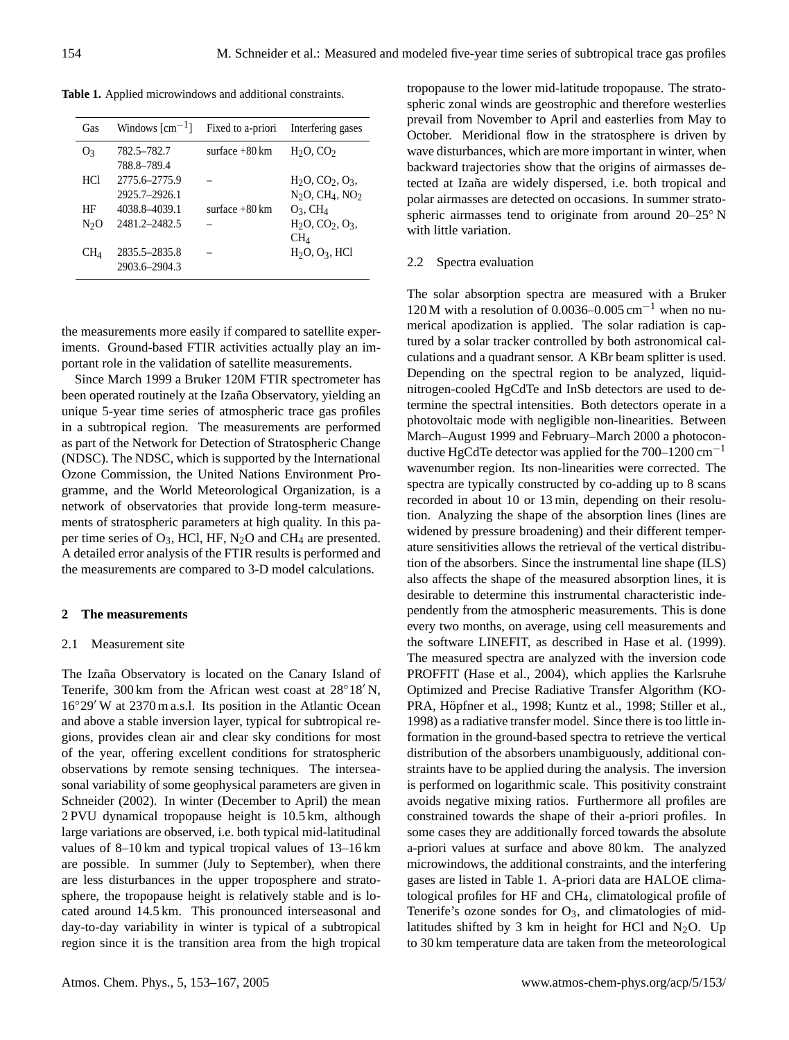**Table 1.** Applied microwindows and additional constraints.

| Gas | Windows [$cm^{-1}$] | Fixed to a-priori | Interfering gases |
|---|---|---|---|
| $O_3$ | 782.5–782.7<br>788.8–789.4 | surface +80 km | $H_2O$, $CO_2$ |
| HCl | 2775.6–2775.9<br>2925.7–2926.1 | – | $H_2O$, $CO_2$, $O_3$, $N_2O$, $CH_4$, $NO_2$ |
| HF | 4038.8–4039.1 | surface +80 km | $O_3$, $CH_4$ |
| $N_2O$ | 2481.2–2482.5 | – | $H_2O$, $CO_2$, $O_3$, $CH_4$ |
| $CH_4$ | 2835.5–2835.8<br>2903.6–2904.3 | – | $H_2O$, $O_3$, HCl |

the measurements more easily if compared to satellite experiments. Ground-based FTIR activities actually play an important role in the validation of satellite measurements.

Since March 1999 a Bruker 120M FTIR spectrometer has been operated routinely at the Izaña Observatory, yielding an unique 5-year time series of atmospheric trace gas profiles in a subtropical region. The measurements are performed as part of the Network for Detection of Stratospheric Change (NDSC). The NDSC, which is supported by the International Ozone Commission, the United Nations Environment Programme, and the World Meteorological Organization, is a network of observatories that provide long-term measurements of stratospheric parameters at high quality. In this paper time series of $O_3$, HCl, HF, $N_2O$ and $CH_4$ are presented. A detailed error analysis of the FTIR results is performed and the measurements are compared to 3-D model calculations.

## 2 The measurements

### 2.1 Measurement site

The Izaña Observatory is located on the Canary Island of Tenerife, 300 km from the African west coast at 28°18′ N, 16°29′ W at 2370 m a.s.l. Its position in the Atlantic Ocean and above a stable inversion layer, typical for subtropical regions, provides clean air and clear sky conditions for most of the year, offering excellent conditions for stratospheric observations by remote sensing techniques. The interseasonal variability of some geophysical parameters are given in Schneider (2002). In winter (December to April) the mean 2 PVU dynamical tropopause height is 10.5 km, although large variations are observed, i.e. both typical mid-latitudinal values of 8–10 km and typical tropical values of 13–16 km are possible. In summer (July to September), when there are less disturbances in the upper troposphere and stratosphere, the tropopause height is relatively stable and is located around 14.5 km. This pronounced interseasonal and day-to-day variability in winter is typical of a subtropical region since it is the transition area from the high tropical tropopause to the lower mid-latitude tropopause. The stratospheric zonal winds are geostrophic and therefore westerlies prevail from November to April and easterlies from May to October. Meridional flow in the stratosphere is driven by wave disturbances, which are more important in winter, when backward trajectories show that the origins of airmasses detected at Izaña are widely dispersed, i.e. both tropical and polar airmasses are detected on occasions. In summer stratospheric airmasses tend to originate from around 20–25° N with little variation.

### 2.2 Spectra evaluation

The solar absorption spectra are measured with a Bruker 120 M with a resolution of 0.0036–0.005 $cm^{-1}$ when no numerical apodization is applied. The solar radiation is captured by a solar tracker controlled by both astronomical calculations and a quadrant sensor. A KBr beam splitter is used. Depending on the spectral region to be analyzed, liquid-nitrogen-cooled HgCdTe and InSb detectors are used to determine the spectral intensities. Both detectors operate in a photovoltaic mode with negligible non-linearities. Between March–August 1999 and February–March 2000 a photoconductive HgCdTe detector was applied for the 700–1200 $cm^{-1}$ wavenumber region. Its non-linearities were corrected. The spectra are typically constructed by co-adding up to 8 scans recorded in about 10 or 13 min, depending on their resolution. Analyzing the shape of the absorption lines (lines are widened by pressure broadening) and their different temperature sensitivities allows the retrieval of the vertical distribution of the absorbers. Since the instrumental line shape (ILS) also affects the shape of the measured absorption lines, it is desirable to determine this instrumental characteristic independently from the atmospheric measurements. This is done every two months, on average, using cell measurements and the software LINEFIT, as described in Hase et al. (1999). The measured spectra are analyzed with the inversion code PROFFIT (Hase et al., 2004), which applies the Karlsruhe Optimized and Precise Radiative Transfer Algorithm (KOPRA, Höpfner et al., 1998; Kuntz et al., 1998; Stiller et al., 1998) as a radiative transfer model. Since there is too little information in the ground-based spectra to retrieve the vertical distribution of the absorbers unambiguously, additional constraints have to be applied during the analysis. The inversion is performed on logarithmic scale. This positivity constraint avoids negative mixing ratios. Furthermore all profiles are constrained towards the shape of their a-priori profiles. In some cases they are additionally forced towards the absolute a-priori values at surface and above 80 km. The analyzed microwindows, the additional constraints, and the interfering gases are listed in Table 1. A-priori data are HALOE climatological profiles for HF and $CH_4$, climatological profile of Tenerife's ozone sondes for $O_3$, and climatologies of mid-latitudes shifted by 3 km in height for HCl and $N_2O$. Up to 30 km temperature data are taken from the meteorological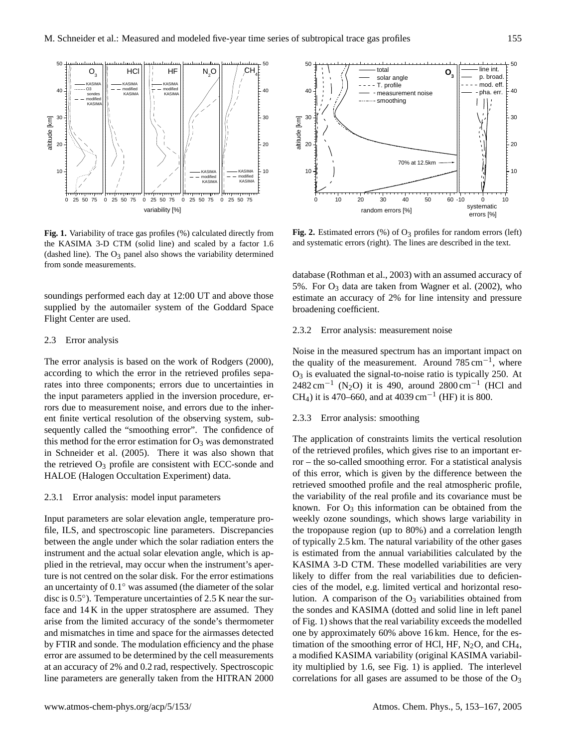**Fig. 1.** Variability of trace gas profiles (%) calculated directly from the KASIMA 3-D CTM (solid line) and scaled by a factor 1.6 (dashed line). The $O_3$ panel also shows the variability determined from sonde measurements.

**Fig. 2.** Estimated errors (%) of $O_3$ profiles for random errors (left) and systematic errors (right). The lines are described in the text.

soundings performed each day at 12:00 UT and above those supplied by the automailer system of the Goddard Space Flight Center are used.

### 2.3 Error analysis

The error analysis is based on the work of Rodgers (2000), according to which the error in the retrieved profiles separates into three components; errors due to uncertainties in the input parameters applied in the inversion procedure, errors due to measurement noise, and errors due to the inherent finite vertical resolution of the observing system, subsequently called the "smoothing error". The confidence of this method for the error estimation for $O_3$ was demonstrated in Schneider et al. (2005). There it was also shown that the retrieved $O_3$ profile are consistent with ECC-sonde and HALOE (Halogen Occultation Experiment) data.

#### 2.3.1 Error analysis: model input parameters

Input parameters are solar elevation angle, temperature profile, ILS, and spectroscopic line parameters. Discrepancies between the angle under which the solar radiation enters the instrument and the actual solar elevation angle, which is applied in the retrieval, may occur when the instrument's aperture is not centred on the solar disk. For the error estimations an uncertainty of 0.1° was assumed (the diameter of the solar disc is 0.5°). Temperature uncertainties of 2.5 K near the surface and 14 K in the upper stratosphere are assumed. They arise from the limited accuracy of the sonde's thermometer and mismatches in time and space for the airmasses detected by FTIR and sonde. The modulation efficiency and the phase error are assumed to be determined by the cell measurements at an accuracy of 2% and 0.2 rad, respectively. Spectroscopic line parameters are generally taken from the HITRAN 2000 database (Rothman et al., 2003) with an assumed accuracy of 5%. For $O_3$ data are taken from Wagner et al. (2002), who estimate an accuracy of 2% for line intensity and pressure broadening coefficient.

#### 2.3.2 Error analysis: measurement noise

Noise in the measured spectrum has an important impact on the quality of the measurement. Around 785 $cm^{-1}$, where $O_3$ is evaluated the signal-to-noise ratio is typically 250. At 2482 $cm^{-1}$ ($N_2O$) it is 490, around 2800 $cm^{-1}$ (HCl and $CH_4$) it is 470–660, and at 4039 $cm^{-1}$ (HF) it is 800.

#### 2.3.3 Error analysis: smoothing

The application of constraints limits the vertical resolution of the retrieved profiles, which gives rise to an important error – the so-called smoothing error. For a statistical analysis of this error, which is given by the difference between the retrieved smoothed profile and the real atmospheric profile, the variability of the real profile and its covariance must be known. For $O_3$ this information can be obtained from the weekly ozone soundings, which shows large variability in the tropopause region (up to 80%) and a correlation length of typically 2.5 km. The natural variability of the other gases is estimated from the annual variabilities calculated by the KASIMA 3-D CTM. These modelled variabilities are very likely to differ from the real variabilities due to deficiencies of the model, e.g. limited vertical and horizontal resolution. A comparison of the $O_3$ variabilities obtained from the sondes and KASIMA (dotted and solid line in left panel of Fig. 1) shows that the real variability exceeds the modelled one by approximately 60% above 16 km. Hence, for the estimation of the smoothing error of HCl, HF, $N_2O$, and $CH_4$, a modified KASIMA variability (original KASIMA variability multiplied by 1.6, see Fig. 1) is applied. The interlevel correlations for all gases are assumed to be those of the $O_3$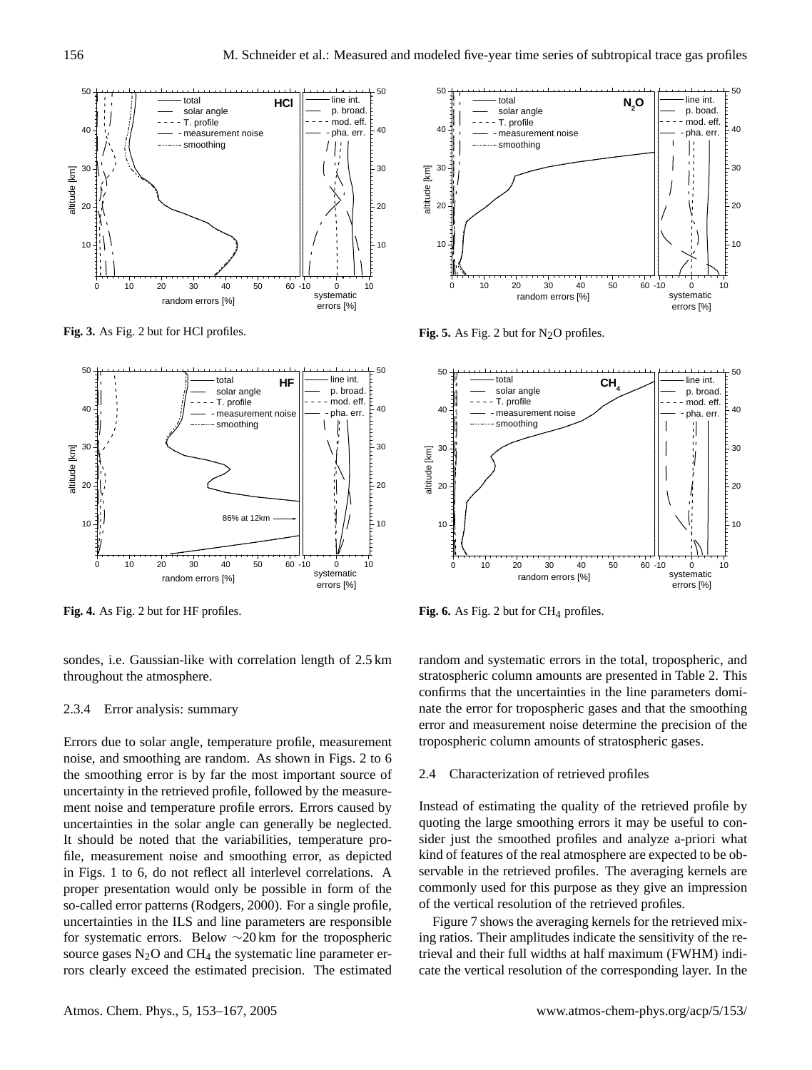**Fig. 3.** As Fig. 2 but for HCl profiles.

**Fig. 4.** As Fig. 2 but for HF profiles.

**Fig. 5.** As Fig. 2 but for $N_2O$ profiles.

**Fig. 6.** As Fig. 2 but for $CH_4$ profiles.

sondes, i.e. Gaussian-like with correlation length of 2.5 km throughout the atmosphere.

#### 2.3.4 Error analysis: summary

Errors due to solar angle, temperature profile, measurement noise, and smoothing are random. As shown in Figs. 2 to 6 the smoothing error is by far the most important source of uncertainty in the retrieved profile, followed by the measurement noise and temperature profile errors. Errors caused by uncertainties in the solar angle can generally be neglected. It should be noted that the variabilities, temperature profile, measurement noise and smoothing error, as depicted in Figs. 1 to 6, do not reflect all interlevel correlations. A proper presentation would only be possible in form of the so-called error patterns (Rodgers, 2000). For a single profile, uncertainties in the ILS and line parameters are responsible for systematic errors. Below ∼20 km for the tropospheric source gases $N_2O$ and $CH_4$ the systematic line parameter errors clearly exceed the estimated precision. The estimated random and systematic errors in the total, tropospheric, and stratospheric column amounts are presented in Table 2. This confirms that the uncertainties in the line parameters dominate the error for tropospheric gases and that the smoothing error and measurement noise determine the precision of the tropospheric column amounts of stratospheric gases.

### 2.4 Characterization of retrieved profiles

Instead of estimating the quality of the retrieved profile by quoting the large smoothing errors it may be useful to consider just the smoothed profiles and analyze a-priori what kind of features of the real atmosphere are expected to be observable in the retrieved profiles. The averaging kernels are commonly used for this purpose as they give an impression of the vertical resolution of the retrieved profiles.

Figure 7 shows the averaging kernels for the retrieved mixing ratios. Their amplitudes indicate the sensitivity of the retrieval and their full widths at half maximum (FWHM) indicate the vertical resolution of the corresponding layer. In the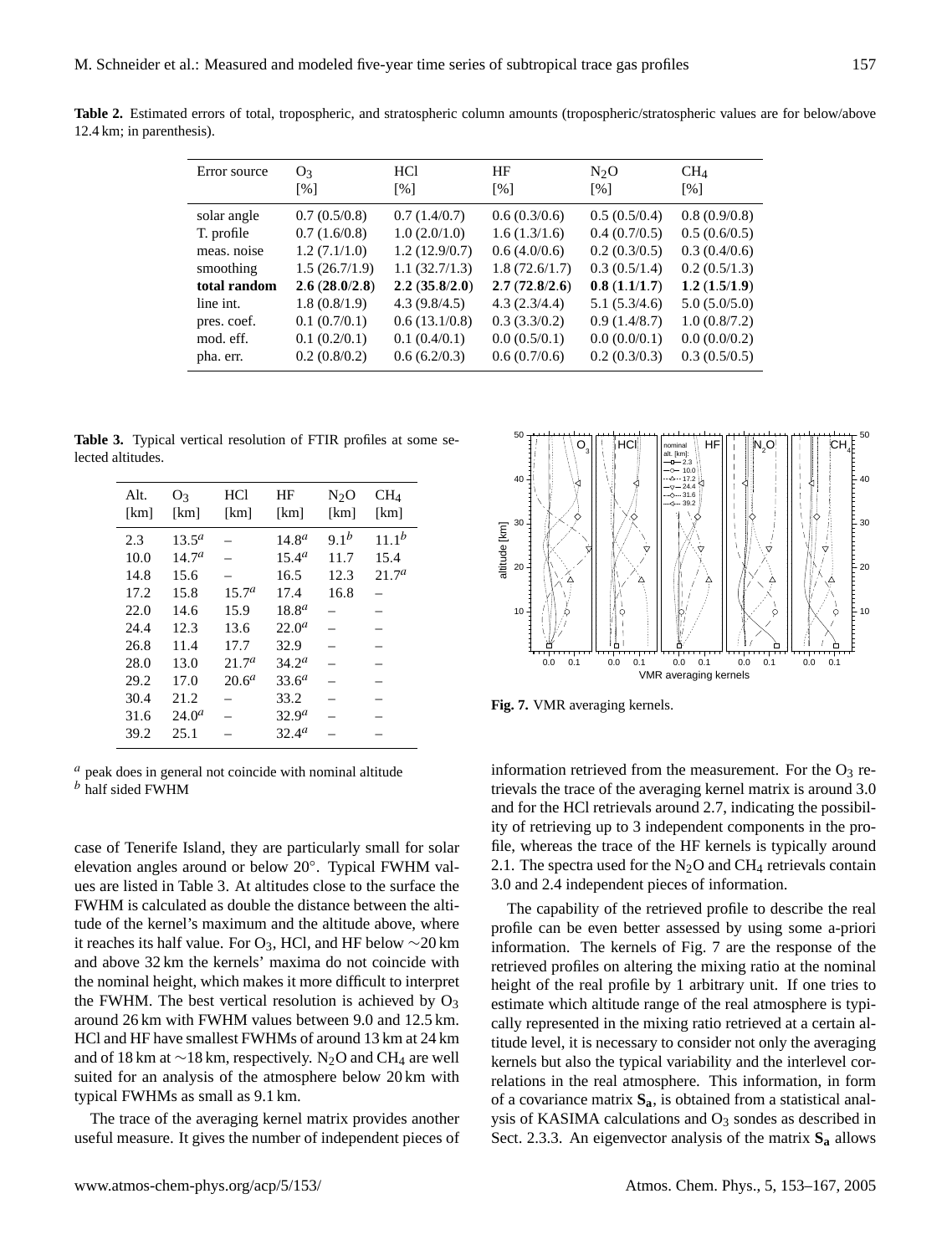**Table 2.** Estimated errors of total, tropospheric, and stratospheric column amounts (tropospheric/stratospheric values are for below/above 12.4 km; in parenthesis).

| Error source | $O_3$ [%] | HCl [%] | HF [%] | $N_2O$ [%] | $CH_4$ [%] |
|---|---|---|---|---|---|
| solar angle | 0.7 (0.5/0.8) | 0.7 (1.4/0.7) | 0.6 (0.3/0.6) | 0.5 (0.5/0.4) | 0.8 (0.9/0.8) |
| T. profile | 0.7 (1.6/0.8) | 1.0 (2.0/1.0) | 1.6 (1.3/1.6) | 0.4 (0.7/0.5) | 0.5 (0.6/0.5) |
| meas. noise | 1.2 (7.1/1.0) | 1.2 (12.9/0.7) | 0.6 (4.0/0.6) | 0.2 (0.3/0.5) | 0.3 (0.4/0.6) |
| smoothing | 1.5 (26.7/1.9) | 1.1 (32.7/1.3) | 1.8 (72.6/1.7) | 0.3 (0.5/1.4) | 0.2 (0.5/1.3) |
| **total random** | **2.6 (28.0/2.8)** | **2.2 (35.8/2.0)** | **2.7 (72.8/2.6)** | **0.8 (1.1/1.7)** | **1.2 (1.5/1.9)** |
| line int. | 1.8 (0.8/1.9) | 4.3 (9.8/4.5) | 4.3 (2.3/4.4) | 5.1 (5.3/4.6) | 5.0 (5.0/5.0) |
| pres. coef. | 0.1 (0.7/0.1) | 0.6 (13.1/0.8) | 0.3 (3.3/0.2) | 0.9 (1.4/8.7) | 1.0 (0.8/7.2) |
| mod. eff. | 0.1 (0.2/0.1) | 0.1 (0.4/0.1) | 0.0 (0.5/0.1) | 0.0 (0.0/0.1) | 0.0 (0.0/0.2) |
| pha. err. | 0.2 (0.8/0.2) | 0.6 (6.2/0.3) | 0.6 (0.7/0.6) | 0.2 (0.3/0.3) | 0.3 (0.5/0.5) |

**Table 3.** Typical vertical resolution of FTIR profiles at some selected altitudes.

| Alt. [km] | $O_3$ [km] | HCl [km] | HF [km] | $N_2O$ [km] | $CH_4$ [km] |
|---|---|---|---|---|---|
| 2.3 | 13.5[a] | – | 14.8[a] | 9.1[b] | 11.1[b] |
| 10.0 | 14.7[a] | – | 15.4[a] | 11.7 | 15.4 |
| 14.8 | 15.6 | – | 16.5 | 12.3 | 21.7[a] |
| 17.2 | 15.8 | 15.7[a] | 17.4 | 16.8 | – |
| 22.0 | 14.6 | 15.9 | 18.8[a] | – | – |
| 24.4 | 12.3 | 13.6 | 22.0[a] | – | – |
| 26.8 | 11.4 | 17.7 | 32.9 | – | – |
| 28.0 | 13.0 | 21.7[a] | 34.2[a] | – | – |
| 29.2 | 17.0 | 20.6[a] | 33.6[a] | – | – |
| 30.4 | 21.2 | – | 33.2 | – | – |
| 31.6 | 24.0[a] | – | 32.9[a] | – | – |
| 39.2 | 25.1 | – | 32.4[a] | – | – |

[a] peak does in general not coincide with nominal altitude
[b] half sided FWHM

**Fig. 7.** VMR averaging kernels.

case of Tenerife Island, they are particularly small for solar elevation angles around or below 20°. Typical FWHM values are listed in Table 3. At altitudes close to the surface the FWHM is calculated as double the distance between the altitude of the kernel's maximum and the altitude above, where it reaches its half value. For $O_3$, HCl, and HF below ∼20 km and above 32 km the kernels' maxima do not coincide with the nominal height, which makes it more difficult to interpret the FWHM. The best vertical resolution is achieved by $O_3$ around 26 km with FWHM values between 9.0 and 12.5 km. HCl and HF have smallest FWHMs of around 13 km at 24 km and of 18 km at ∼18 km, respectively. $N_2O$ and $CH_4$ are well suited for an analysis of the atmosphere below 20 km with typical FWHMs as small as 9.1 km.

The trace of the averaging kernel matrix provides another useful measure. It gives the number of independent pieces of information retrieved from the measurement. For the $O_3$ retrievals the trace of the averaging kernel matrix is around 3.0 and for the HCl retrievals around 2.7, indicating the possibility of retrieving up to 3 independent components in the profile, whereas the trace of the HF kernels is typically around 2.1. The spectra used for the $N_2O$ and $CH_4$ retrievals contain 3.0 and 2.4 independent pieces of information.

The capability of the retrieved profile to describe the real profile can be even better assessed by using some a-priori information. The kernels of Fig. 7 are the response of the retrieved profiles on altering the mixing ratio at the nominal height of the real profile by 1 arbitrary unit. If one tries to estimate which altitude range of the real atmosphere is typically represented in the mixing ratio retrieved at a certain altitude level, it is necessary to consider not only the averaging kernels but also the typical variability and the interlevel correlations in the real atmosphere. This information, in form of a covariance matrix $\mathbf{S_a}$, is obtained from a statistical analysis of KASIMA calculations and $O_3$ sondes as described in Sect. 2.3.3. An eigenvector analysis of the matrix $\mathbf{S_a}$ allows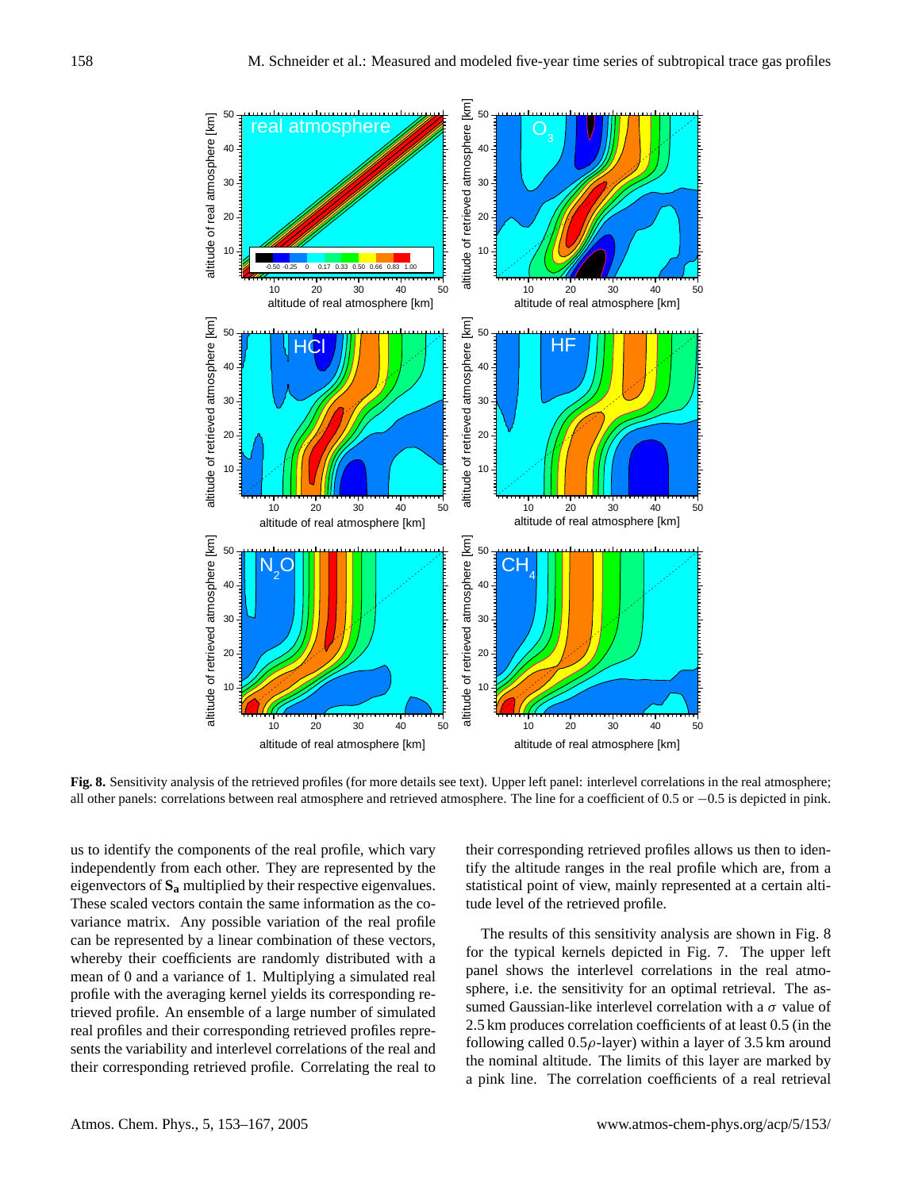**Fig. 8.** Sensitivity analysis of the retrieved profiles (for more details see text). Upper left panel: interlevel correlations in the real atmosphere; all other panels: correlations between real atmosphere and retrieved atmosphere. The line for a coefficient of 0.5 or −0.5 is depicted in pink.

us to identify the components of the real profile, which vary independently from each other. They are represented by the eigenvectors of $\mathbf{S_a}$ multiplied by their respective eigenvalues. These scaled vectors contain the same information as the covariance matrix. Any possible variation of the real profile can be represented by a linear combination of these vectors, whereby their coefficients are randomly distributed with a mean of 0 and a variance of 1. Multiplying a simulated real profile with the averaging kernel yields its corresponding retrieved profile. An ensemble of a large number of simulated real profiles and their corresponding retrieved profiles represents the variability and interlevel correlations of the real and their corresponding retrieved profile. Correlating the real to their corresponding retrieved profiles allows us then to identify the altitude ranges in the real profile which are, from a statistical point of view, mainly represented at a certain altitude level of the retrieved profile.

The results of this sensitivity analysis are shown in Fig. 8 for the typical kernels depicted in Fig. 7. The upper left panel shows the interlevel correlations in the real atmosphere, i.e. the sensitivity for an optimal retrieval. The assumed Gaussian-like interlevel correlation with a $\sigma$ value of 2.5 km produces correlation coefficients of at least 0.5 (in the following called 0.5$\rho$-layer) within a layer of 3.5 km around the nominal altitude. The limits of this layer are marked by a pink line. The correlation coefficients of a real retrieval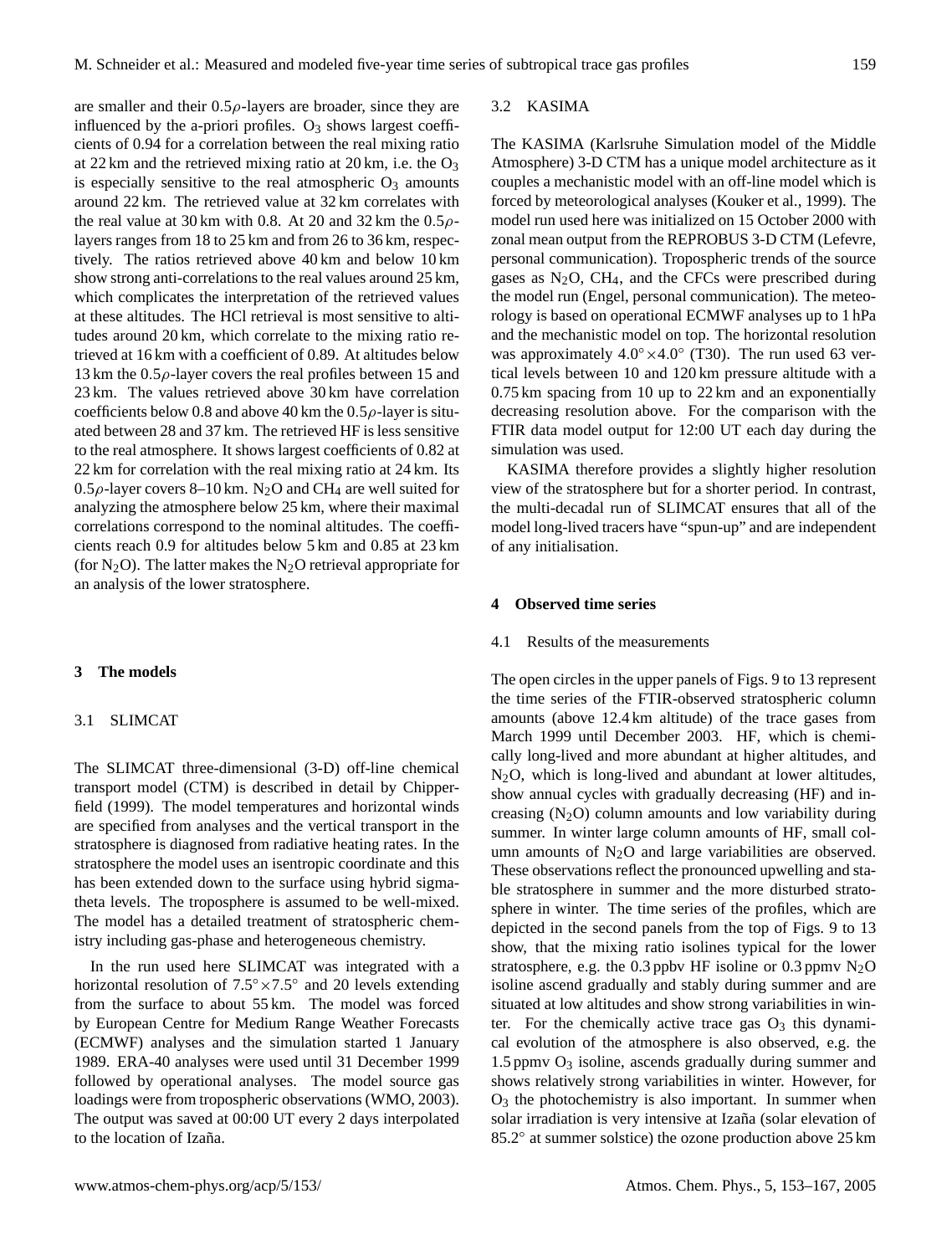are smaller and their 0.5$\rho$-layers are broader, since they are influenced by the a-priori profiles. $O_3$ shows largest coefficients of 0.94 for a correlation between the real mixing ratio at 22 km and the retrieved mixing ratio at 20 km, i.e. the $O_3$ is especially sensitive to the real atmospheric $O_3$ amounts around 22 km. The retrieved value at 32 km correlates with the real value at 30 km with 0.8. At 20 and 32 km the 0.5$\rho$-layers ranges from 18 to 25 km and from 26 to 36 km, respectively. The ratios retrieved above 40 km and below 10 km show strong anti-correlations to the real values around 25 km, which complicates the interpretation of the retrieved values at these altitudes. The HCl retrieval is most sensitive to altitudes around 20 km, which correlate to the mixing ratio retrieved at 16 km with a coefficient of 0.89. At altitudes below 13 km the 0.5$\rho$-layer covers the real profiles between 15 and 23 km. The values retrieved above 30 km have correlation coefficients below 0.8 and above 40 km the 0.5$\rho$-layer is situated between 28 and 37 km. The retrieved HF is less sensitive to the real atmosphere. It shows largest coefficients of 0.82 at 22 km for correlation with the real mixing ratio at 24 km. Its 0.5$\rho$-layer covers 8–10 km. $N_2O$ and $CH_4$ are well suited for analyzing the atmosphere below 25 km, where their maximal correlations correspond to the nominal altitudes. The coefficients reach 0.9 for altitudes below 5 km and 0.85 at 23 km (for $N_2O$). The latter makes the $N_2O$ retrieval appropriate for an analysis of the lower stratosphere.

## 3 The models

### 3.1 SLIMCAT

The SLIMCAT three-dimensional (3-D) off-line chemical transport model (CTM) is described in detail by Chipperfield (1999). The model temperatures and horizontal winds are specified from analyses and the vertical transport in the stratosphere is diagnosed from radiative heating rates. In the stratosphere the model uses an isentropic coordinate and this has been extended down to the surface using hybrid sigma-theta levels. The troposphere is assumed to be well-mixed. The model has a detailed treatment of stratospheric chemistry including gas-phase and heterogeneous chemistry.

In the run used here SLIMCAT was integrated with a horizontal resolution of $7.5^\circ \times 7.5^\circ$ and 20 levels extending from the surface to about 55 km. The model was forced by European Centre for Medium Range Weather Forecasts (ECMWF) analyses and the simulation started 1 January 1989. ERA-40 analyses were used until 31 December 1999 followed by operational analyses. The model source gas loadings were from tropospheric observations (WMO, 2003). The output was saved at 00:00 UT every 2 days interpolated to the location of Izaña.

### 3.2 KASIMA

The KASIMA (Karlsruhe Simulation model of the Middle Atmosphere) 3-D CTM has a unique model architecture as it couples a mechanistic model with an off-line model which is forced by meteorological analyses (Kouker et al., 1999). The model run used here was initialized on 15 October 2000 with zonal mean output from the REPROBUS 3-D CTM (Lefevre, personal communication). Tropospheric trends of the source gases as $N_2O$, $CH_4$, and the CFCs were prescribed during the model run (Engel, personal communication). The meteorology is based on operational ECMWF analyses up to 1 hPa and the mechanistic model on top. The horizontal resolution was approximately $4.0^\circ \times 4.0^\circ$ (T30). The run used 63 vertical levels between 10 and 120 km pressure altitude with a 0.75 km spacing from 10 up to 22 km and an exponentially decreasing resolution above. For the comparison with the FTIR data model output for 12:00 UT each day during the simulation was used.

KASIMA therefore provides a slightly higher resolution view of the stratosphere but for a shorter period. In contrast, the multi-decadal run of SLIMCAT ensures that all of the model long-lived tracers have "spun-up" and are independent of any initialisation.

## 4 Observed time series

### 4.1 Results of the measurements

The open circles in the upper panels of Figs. 9 to 13 represent the time series of the FTIR-observed stratospheric column amounts (above 12.4 km altitude) of the trace gases from March 1999 until December 2003. HF, which is chemically long-lived and more abundant at higher altitudes, and $N_2O$, which is long-lived and abundant at lower altitudes, show annual cycles with gradually decreasing (HF) and increasing ($N_2O$) column amounts and low variability during summer. In winter large column amounts of HF, small column amounts of $N_2O$ and large variabilities are observed. These observations reflect the pronounced upwelling and stable stratosphere in summer and the more disturbed stratosphere in winter. The time series of the profiles, which are depicted in the second panels from the top of Figs. 9 to 13 show, that the mixing ratio isolines typical for the lower stratosphere, e.g. the 0.3 ppbv HF isoline or 0.3 ppmv $N_2O$ isoline ascend gradually and stably during summer and are situated at low altitudes and show strong variabilities in winter. For the chemically active trace gas $O_3$ this dynamical evolution of the atmosphere is also observed, e.g. the 1.5 ppmv $O_3$ isoline, ascends gradually during summer and shows relatively strong variabilities in winter. However, for $O_3$ the photochemistry is also important. In summer when solar irradiation is very intensive at Izaña (solar elevation of $85.2^\circ$ at summer solstice) the ozone production above 25 km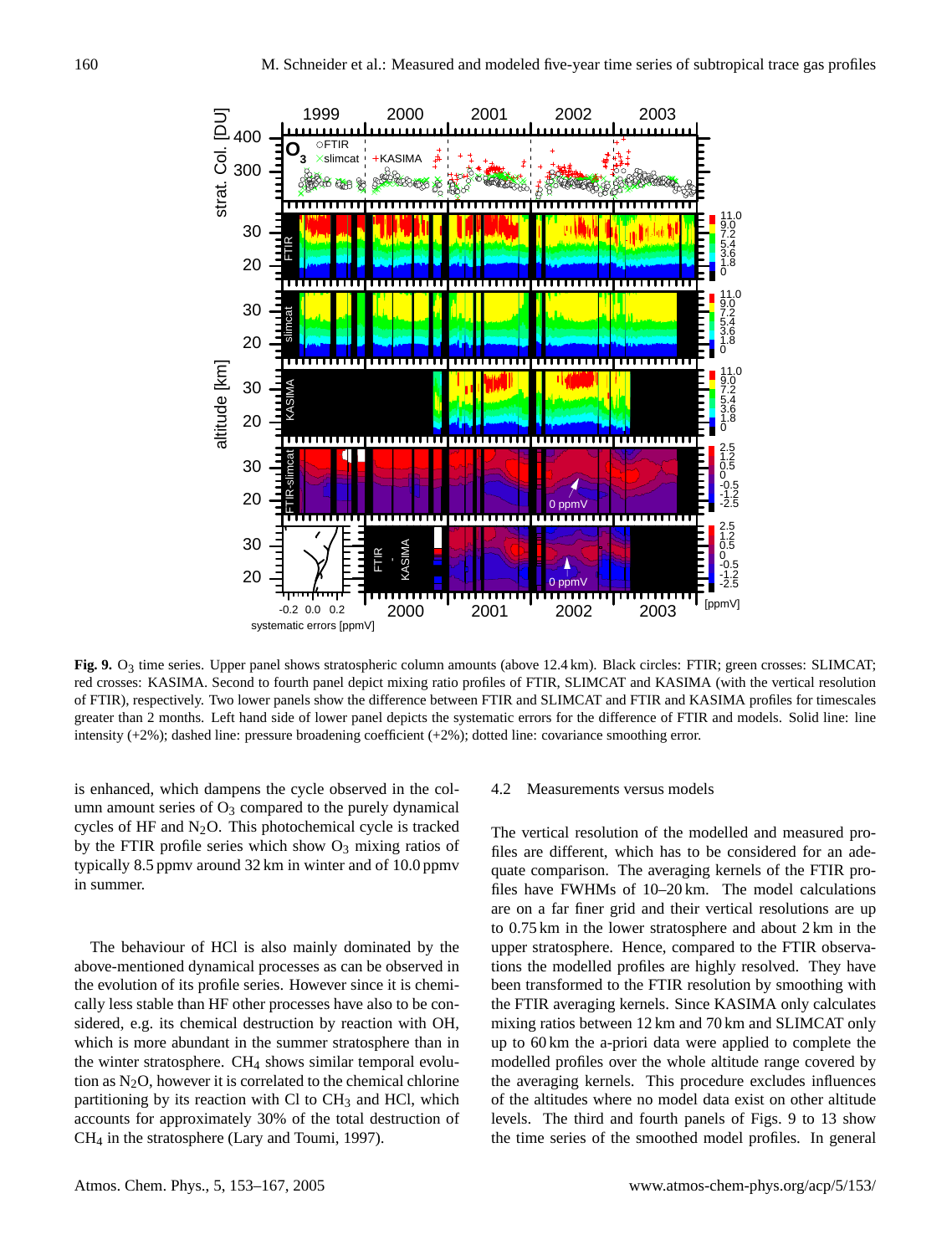**Fig. 9.** $O_3$ time series. Upper panel shows stratospheric column amounts (above 12.4 km). Black circles: FTIR; green crosses: SLIMCAT; red crosses: KASIMA. Second to fourth panel depict mixing ratio profiles of FTIR, SLIMCAT and KASIMA (with the vertical resolution of FTIR), respectively. Two lower panels show the difference between FTIR and SLIMCAT and FTIR and KASIMA profiles for timescales greater than 2 months. Left hand side of lower panel depicts the systematic errors for the difference of FTIR and models. Solid line: line intensity (+2%); dashed line: pressure broadening coefficient (+2%); dotted line: covariance smoothing error.

is enhanced, which dampens the cycle observed in the column amount series of $O_3$ compared to the purely dynamical cycles of HF and $N_2O$. This photochemical cycle is tracked by the FTIR profile series which show $O_3$ mixing ratios of typically 8.5 ppmv around 32 km in winter and of 10.0 ppmv in summer.

The behaviour of HCl is also mainly dominated by the above-mentioned dynamical processes as can be observed in the evolution of its profile series. However since it is chemically less stable than HF other processes have also to be considered, e.g. its chemical destruction by reaction with OH, which is more abundant in the summer stratosphere than in the winter stratosphere. $CH_4$ shows similar temporal evolution as $N_2O$, however it is correlated to the chemical chlorine partitioning by its reaction with Cl to $CH_3$ and HCl, which accounts for approximately 30% of the total destruction of $CH_4$ in the stratosphere (Lary and Toumi, 1997).

### 4.2 Measurements versus models

The vertical resolution of the modelled and measured profiles are different, which has to be considered for an adequate comparison. The averaging kernels of the FTIR profiles have FWHMs of 10–20 km. The model calculations are on a far finer grid and their vertical resolutions are up to 0.75 km in the lower stratosphere and about 2 km in the upper stratosphere. Hence, compared to the FTIR observations the modelled profiles are highly resolved. They have been transformed to the FTIR resolution by smoothing with the FTIR averaging kernels. Since KASIMA only calculates mixing ratios between 12 km and 70 km and SLIMCAT only up to 60 km the a-priori data were applied to complete the modelled profiles over the whole altitude range covered by the averaging kernels. This procedure excludes influences of the altitudes where no model data exist on other altitude levels. The third and fourth panels of Figs. 9 to 13 show the time series of the smoothed model profiles. In general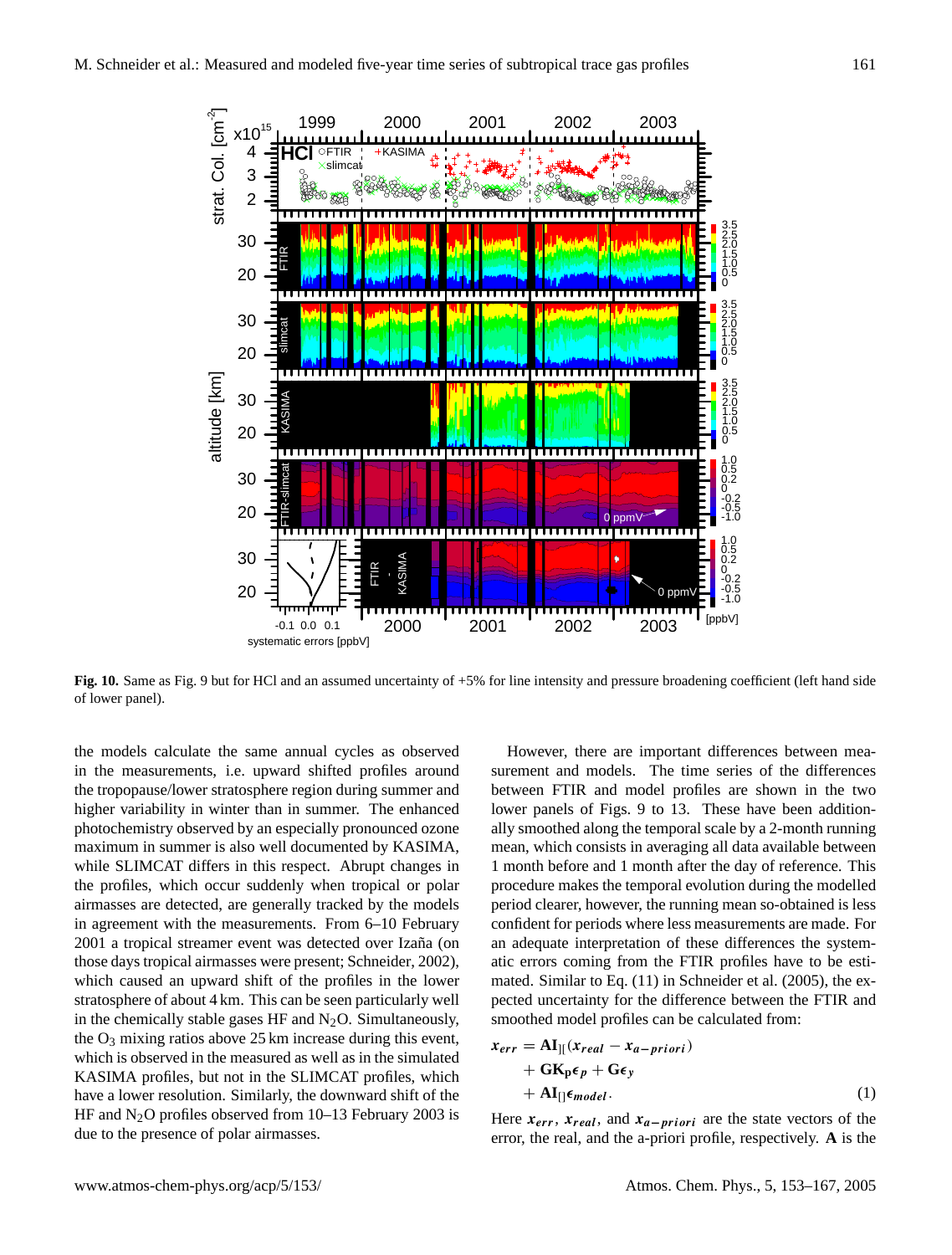**Fig. 10.** Same as Fig. 9 but for HCl and an assumed uncertainty of +5% for line intensity and pressure broadening coefficient (left hand side of lower panel).

the models calculate the same annual cycles as observed in the measurements, i.e. upward shifted profiles around the tropopause/lower stratosphere region during summer and higher variability in winter than in summer. The enhanced photochemistry observed by an especially pronounced ozone maximum in summer is also well documented by KASIMA, while SLIMCAT differs in this respect. Abrupt changes in the profiles, which occur suddenly when tropical or polar airmasses are detected, are generally tracked by the models in agreement with the measurements. From 6–10 February 2001 a tropical streamer event was detected over Izaña (on those days tropical airmasses were present; Schneider, 2002), which caused an upward shift of the profiles in the lower stratosphere of about 4 km. This can be seen particularly well in the chemically stable gases HF and $N_2O$. Simultaneously, the $O_3$ mixing ratios above 25 km increase during this event, which is observed in the measured as well as in the simulated KASIMA profiles, but not in the SLIMCAT profiles, which have a lower resolution. Similarly, the downward shift of the HF and $N_2O$ profiles observed from 10–13 February 2003 is due to the presence of polar airmasses.

However, there are important differences between measurement and models. The time series of the differences between FTIR and model profiles are shown in the two lower panels of Figs. 9 to 13. These have been additionally smoothed along the temporal scale by a 2-month running mean, which consists in averaging all data available between 1 month before and 1 month after the day of reference. This procedure makes the temporal evolution during the modelled period clearer, however, the running mean so-obtained is less confident for periods where less measurements are made. For an adequate interpretation of these differences the systematic errors coming from the FTIR profiles have to be estimated. Similar to Eq. (11) in Schneider et al. (2005), the expected uncertainty for the difference between the FTIR and smoothed model profiles can be calculated from:

$$
\begin{aligned}
\boldsymbol{x_{err}} &= \mathbf{AI}_{][}(\boldsymbol{x_{real}} - \boldsymbol{x_{a-priori}}) \\
&\quad + \mathbf{GK_p}\boldsymbol{\epsilon_p} + \mathbf{G}\boldsymbol{\epsilon_y} \\
&\quad + \mathbf{AI}_{[]}\boldsymbol{\epsilon_{model}}. \qquad (1)
\end{aligned}
$$

Here $\boldsymbol{x_{err}}$, $\boldsymbol{x_{real}}$, and $\boldsymbol{x_{a-priori}}$ are the state vectors of the error, the real, and the a-priori profile, respectively. $\mathbf{A}$ is the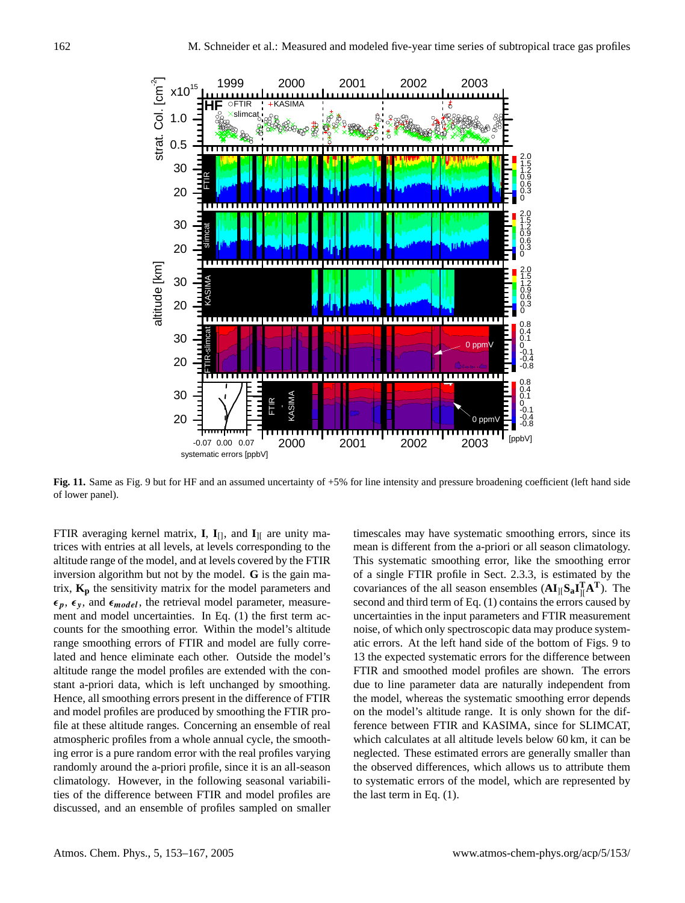**Fig. 11.** Same as Fig. 9 but for HF and an assumed uncertainty of +5% for line intensity and pressure broadening coefficient (left hand side of lower panel).

FTIR averaging kernel matrix, $\mathbf{I}$, $\mathbf{I}_{[]}$, and $\mathbf{I}_{][}$ are unity matrices with entries at all levels, at levels corresponding to the altitude range of the model, and at levels covered by the FTIR inversion algorithm but not by the model. $\mathbf{G}$ is the gain matrix, $\mathbf{K_p}$ the sensitivity matrix for the model parameters and $\boldsymbol{\epsilon}_p$, $\boldsymbol{\epsilon}_y$, and $\boldsymbol{\epsilon}_{model}$, the retrieval model parameter, measurement and model uncertainties. In Eq. (1) the first term accounts for the smoothing error. Within the model's altitude range smoothing errors of FTIR and model are fully correlated and hence eliminate each other. Outside the model's altitude range the model profiles are extended with the constant a-priori data, which is left unchanged by smoothing. Hence, all smoothing errors present in the difference of FTIR and model profiles are produced by smoothing the FTIR profile at these altitude ranges. Concerning an ensemble of real atmospheric profiles from a whole annual cycle, the smoothing error is a pure random error with the real profiles varying randomly around the a-priori profile, since it is an all-season climatology. However, in the following seasonal variabilities of the difference between FTIR and model profiles are discussed, and an ensemble of profiles sampled on smaller timescales may have systematic smoothing errors, since its mean is different from the a-priori or all season climatology. This systematic smoothing error, like the smoothing error of a single FTIR profile in Sect. 2.3.3, is estimated by the covariances of the all season ensembles ($\mathbf{AI}_{][}\mathbf{S_a}\mathbf{I}_{][}^{\mathbf{T}}\mathbf{A}^{\mathbf{T}}$). The second and third term of Eq. (1) contains the errors caused by uncertainties in the input parameters and FTIR measurement noise, of which only spectroscopic data may produce systematic errors. At the left hand side of the bottom of Figs. 9 to 13 the expected systematic errors for the difference between FTIR and smoothed model profiles are shown. The errors due to line parameter data are naturally independent from the model, whereas the systematic smoothing error depends on the model's altitude range. It is only shown for the difference between FTIR and KASIMA, since for SLIMCAT, which calculates at all altitude levels below 60 km, it can be neglected. These estimated errors are generally smaller than the observed differences, which allows us to attribute them to systematic errors of the model, which are represented by the last term in Eq. (1).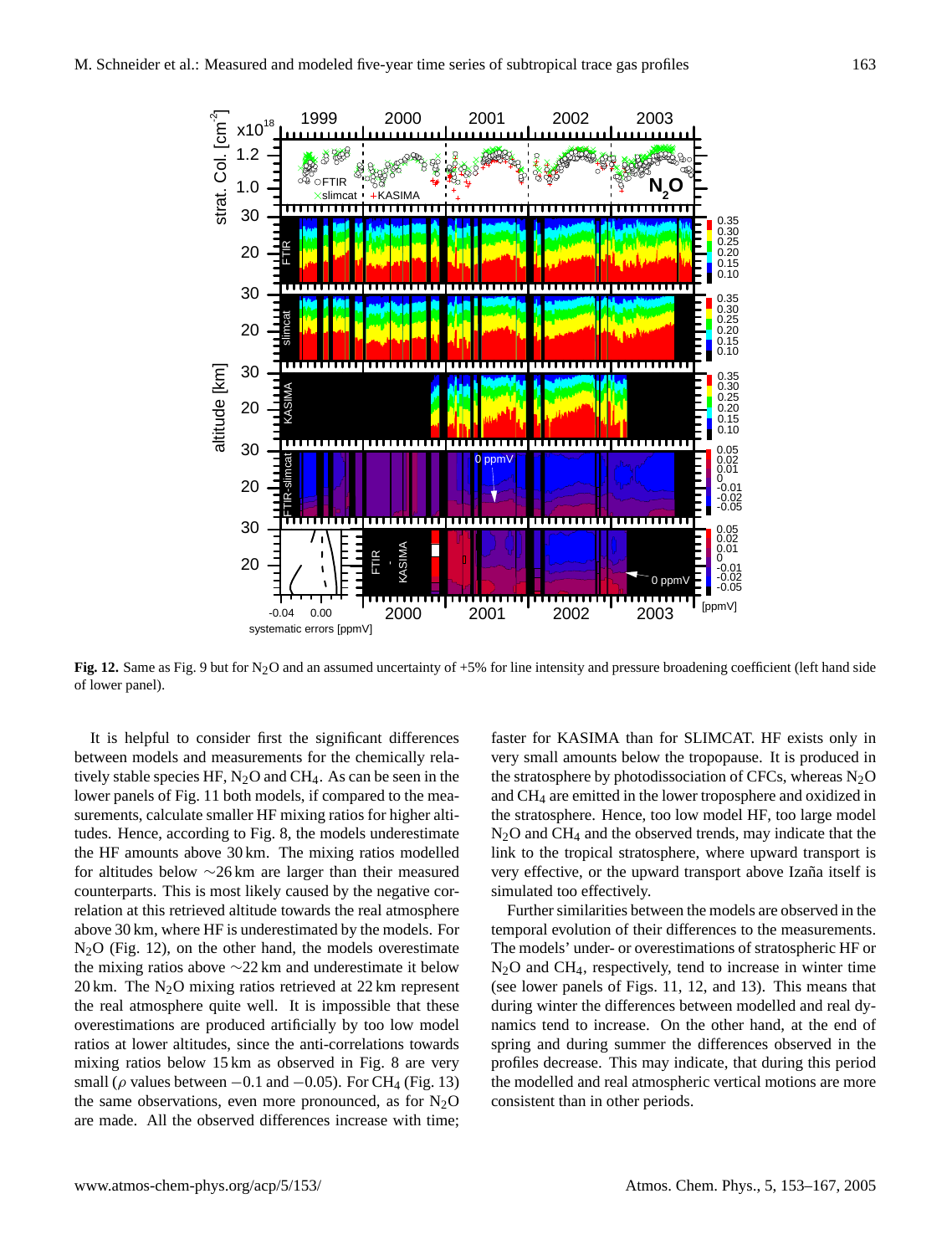**Fig. 12.** Same as Fig. 9 but for $N_2O$ and an assumed uncertainty of +5% for line intensity and pressure broadening coefficient (left hand side of lower panel).

It is helpful to consider first the significant differences between models and measurements for the chemically relatively stable species HF, $N_2O$ and $CH_4$. As can be seen in the lower panels of Fig. 11 both models, if compared to the measurements, calculate smaller HF mixing ratios for higher altitudes. Hence, according to Fig. 8, the models underestimate the HF amounts above 30 km. The mixing ratios modelled for altitudes below ~26 km are larger than their measured counterparts. This is most likely caused by the negative correlation at this retrieved altitude towards the real atmosphere above 30 km, where HF is underestimated by the models. For $N_2O$ (Fig. 12), on the other hand, the models overestimate the mixing ratios above ~22 km and underestimate it below 20 km. The $N_2O$ mixing ratios retrieved at 22 km represent the real atmosphere quite well. It is impossible that these overestimations are produced artificially by too low model ratios at lower altitudes, since the anti-correlations towards mixing ratios below 15 km as observed in Fig. 8 are very small ($\rho$ values between $-0.1$ and $-0.05$). For $CH_4$ (Fig. 13) the same observations, even more pronounced, as for $N_2O$ are made. All the observed differences increase with time; faster for KASIMA than for SLIMCAT. HF exists only in very small amounts below the tropopause. It is produced in the stratosphere by photodissociation of CFCs, whereas $N_2O$ and $CH_4$ are emitted in the lower troposphere and oxidized in the stratosphere. Hence, too low model HF, too large model $N_2O$ and $CH_4$ and the observed trends, may indicate that the link to the tropical stratosphere, where upward transport is very effective, or the upward transport above Izaña itself is simulated too effectively.

Further similarities between the models are observed in the temporal evolution of their differences to the measurements. The models' under- or overestimations of stratospheric HF or $N_2O$ and $CH_4$, respectively, tend to increase in winter time (see lower panels of Figs. 11, 12, and 13). This means that during winter the differences between modelled and real dynamics tend to increase. On the other hand, at the end of spring and during summer the differences observed in the profiles decrease. This may indicate, that during this period the modelled and real atmospheric vertical motions are more consistent than in other periods.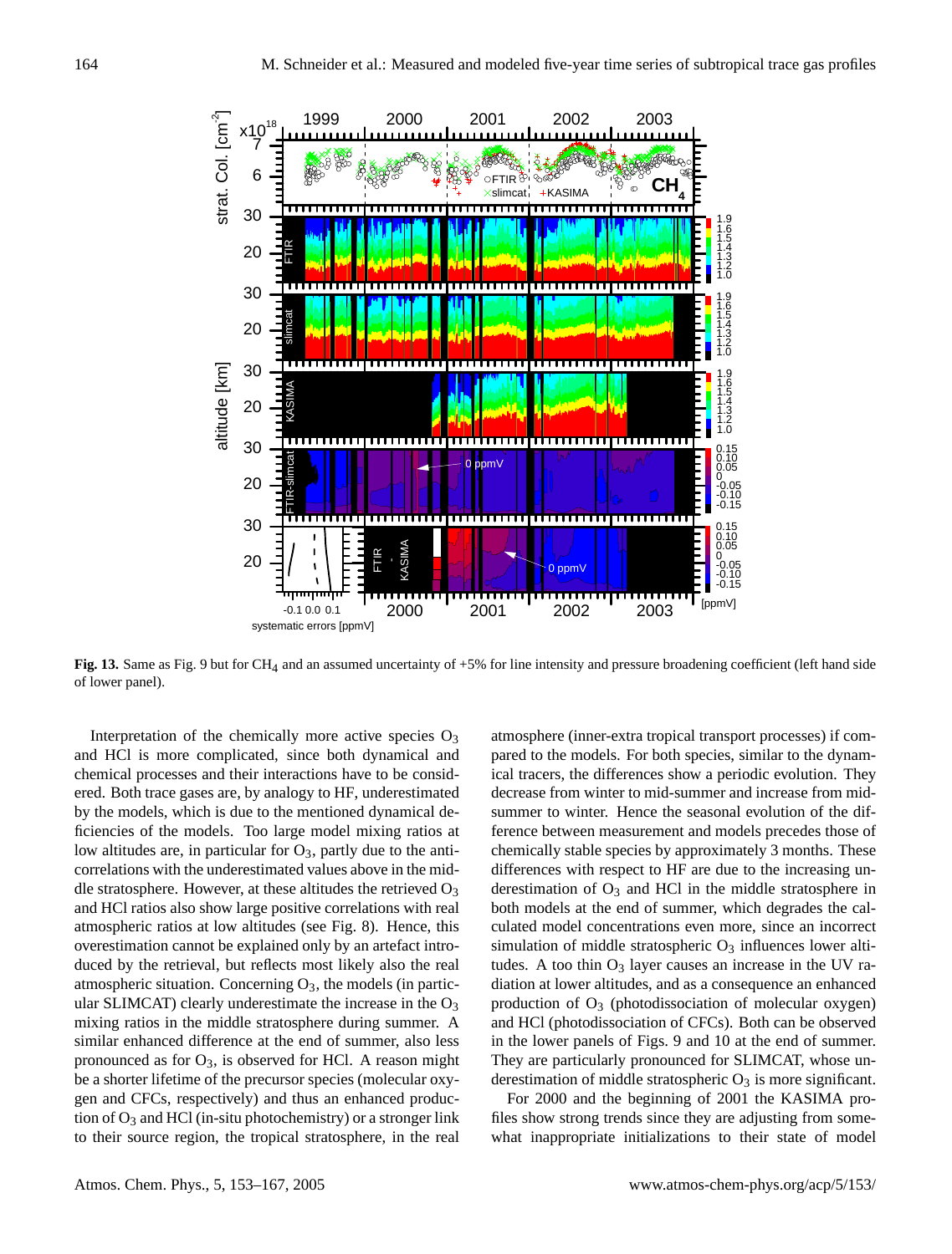**Fig. 13.** Same as Fig. 9 but for $CH_4$ and an assumed uncertainty of +5% for line intensity and pressure broadening coefficient (left hand side of lower panel).

Interpretation of the chemically more active species $O_3$ and HCl is more complicated, since both dynamical and chemical processes and their interactions have to be considered. Both trace gases are, by analogy to HF, underestimated by the models, which is due to the mentioned dynamical deficiencies of the models. Too large model mixing ratios at low altitudes are, in particular for $O_3$, partly due to the anti-correlations with the underestimated values above in the middle stratosphere. However, at these altitudes the retrieved $O_3$ and HCl ratios also show large positive correlations with real atmospheric ratios at low altitudes (see Fig. 8). Hence, this overestimation cannot be explained only by an artefact introduced by the retrieval, but reflects most likely also the real atmospheric situation. Concerning $O_3$, the models (in particular SLIMCAT) clearly underestimate the increase in the $O_3$ mixing ratios in the middle stratosphere during summer. A similar enhanced difference at the end of summer, also less pronounced as for $O_3$, is observed for HCl. A reason might be a shorter lifetime of the precursor species (molecular oxygen and CFCs, respectively) and thus an enhanced production of $O_3$ and HCl (in-situ photochemistry) or a stronger link to their source region, the tropical stratosphere, in the real atmosphere (inner-extra tropical transport processes) if compared to the models. For both species, similar to the dynamical tracers, the differences show a periodic evolution. They decrease from winter to mid-summer and increase from mid-summer to winter. Hence the seasonal evolution of the difference between measurement and models precedes those of chemically stable species by approximately 3 months. These differences with respect to HF are due to the increasing underestimation of $O_3$ and HCl in the middle stratosphere in both models at the end of summer, which degrades the calculated model concentrations even more, since an incorrect simulation of middle stratospheric $O_3$ influences lower altitudes. A too thin $O_3$ layer causes an increase in the UV radiation at lower altitudes, and as a consequence an enhanced production of $O_3$ (photodissociation of molecular oxygen) and HCl (photodissociation of CFCs). Both can be observed in the lower panels of Figs. 9 and 10 at the end of summer. They are particularly pronounced for SLIMCAT, whose underestimation of middle stratospheric $O_3$ is more significant.

For 2000 and the beginning of 2001 the KASIMA profiles show strong trends since they are adjusting from somewhat inappropriate initializations to their state of model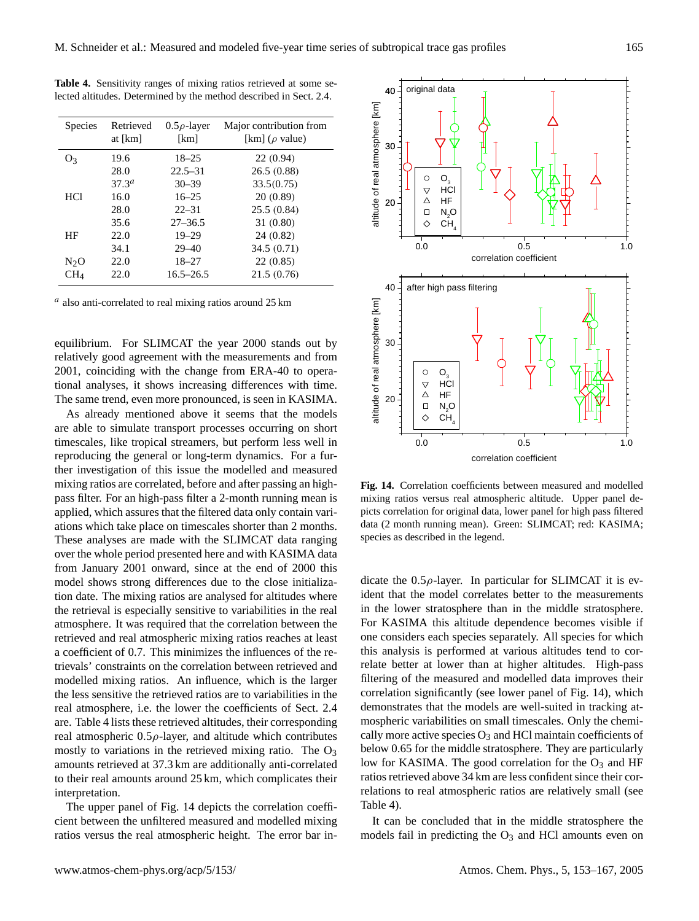**Table 4.** Sensitivity ranges of mixing ratios retrieved at some selected altitudes. Determined by the method described in Sect. 2.4.

| Species | Retrieved at [km] | 0.5$\rho$-layer [km] | Major contribution from [km] ($\rho$ value) |
|---|---|---|---|
| $O_3$ | 19.6 | 18–25 | 22 (0.94) |
| | 28.0 | 22.5–31 | 26.5 (0.88) |
| | 37.3[a] | 30–39 | 33.5(0.75) |
| HCl | 16.0 | 16–25 | 20 (0.89) |
| | 28.0 | 22–31 | 25.5 (0.84) |
| | 35.6 | 27–36.5 | 31 (0.80) |
| HF | 22.0 | 19–29 | 24 (0.82) |
| | 34.1 | 29–40 | 34.5 (0.71) |
| $N_2O$ | 22.0 | 18–27 | 22 (0.85) |
| $CH_4$ | 22.0 | 16.5–26.5 | 21.5 (0.76) |

[a] also anti-correlated to real mixing ratios around 25 km

equilibrium. For SLIMCAT the year 2000 stands out by relatively good agreement with the measurements and from 2001, coinciding with the change from ERA-40 to operational analyses, it shows increasing differences with time. The same trend, even more pronounced, is seen in KASIMA.

As already mentioned above it seems that the models are able to simulate transport processes occurring on short timescales, like tropical streamers, but perform less well in reproducing the general or long-term dynamics. For a further investigation of this issue the modelled and measured mixing ratios are correlated, before and after passing an high-pass filter. For an high-pass filter a 2-month running mean is applied, which assures that the filtered data only contain variations which take place on timescales shorter than 2 months. These analyses are made with the SLIMCAT data ranging over the whole period presented here and with KASIMA data from January 2001 onward, since at the end of 2000 this model shows strong differences due to the close initialization date. The mixing ratios are analysed for altitudes where the retrieval is especially sensitive to variabilities in the real atmosphere. It was required that the correlation between the retrieved and real atmospheric mixing ratios reaches at least a coefficient of 0.7. This minimizes the influences of the retrievals' constraints on the correlation between retrieved and modelled mixing ratios. An influence, which is the larger the less sensitive the retrieved ratios are to variabilities in the real atmosphere, i.e. the lower the coefficients of Sect. 2.4 are. Table 4 lists these retrieved altitudes, their corresponding real atmospheric 0.5$\rho$-layer, and altitude which contributes mostly to variations in the retrieved mixing ratio. The $O_3$ amounts retrieved at 37.3 km are additionally anti-correlated to their real amounts around 25 km, which complicates their interpretation.

The upper panel of Fig. 14 depicts the correlation coefficient between the unfiltered measured and modelled mixing ratios versus the real atmospheric height. The error bar indicate the 0.5$\rho$-layer. In particular for SLIMCAT it is evident that the model correlates better to the measurements in the lower stratosphere than in the middle stratosphere. For KASIMA this altitude dependence becomes visible if one considers each species separately. All species for which this analysis is performed at various altitudes tend to correlate better at lower than at higher altitudes. High-pass filtering of the measured and modelled data improves their correlation significantly (see lower panel of Fig. 14), which demonstrates that the models are well-suited in tracking atmospheric variabilities on small timescales. Only the chemically more active species $O_3$ and HCl maintain coefficients of below 0.65 for the middle stratosphere. They are particularly low for KASIMA. The good correlation for the $O_3$ and HF ratios retrieved above 34 km are less confident since their correlations to real atmospheric ratios are relatively small (see Table 4).

**Fig. 14.** Correlation coefficients between measured and modelled mixing ratios versus real atmospheric altitude. Upper panel depicts correlation for original data, lower panel for high pass filtered data (2 month running mean). Green: SLIMCAT; red: KASIMA; species as described in the legend.

It can be concluded that in the middle stratosphere the models fail in predicting the $O_3$ and HCl amounts even on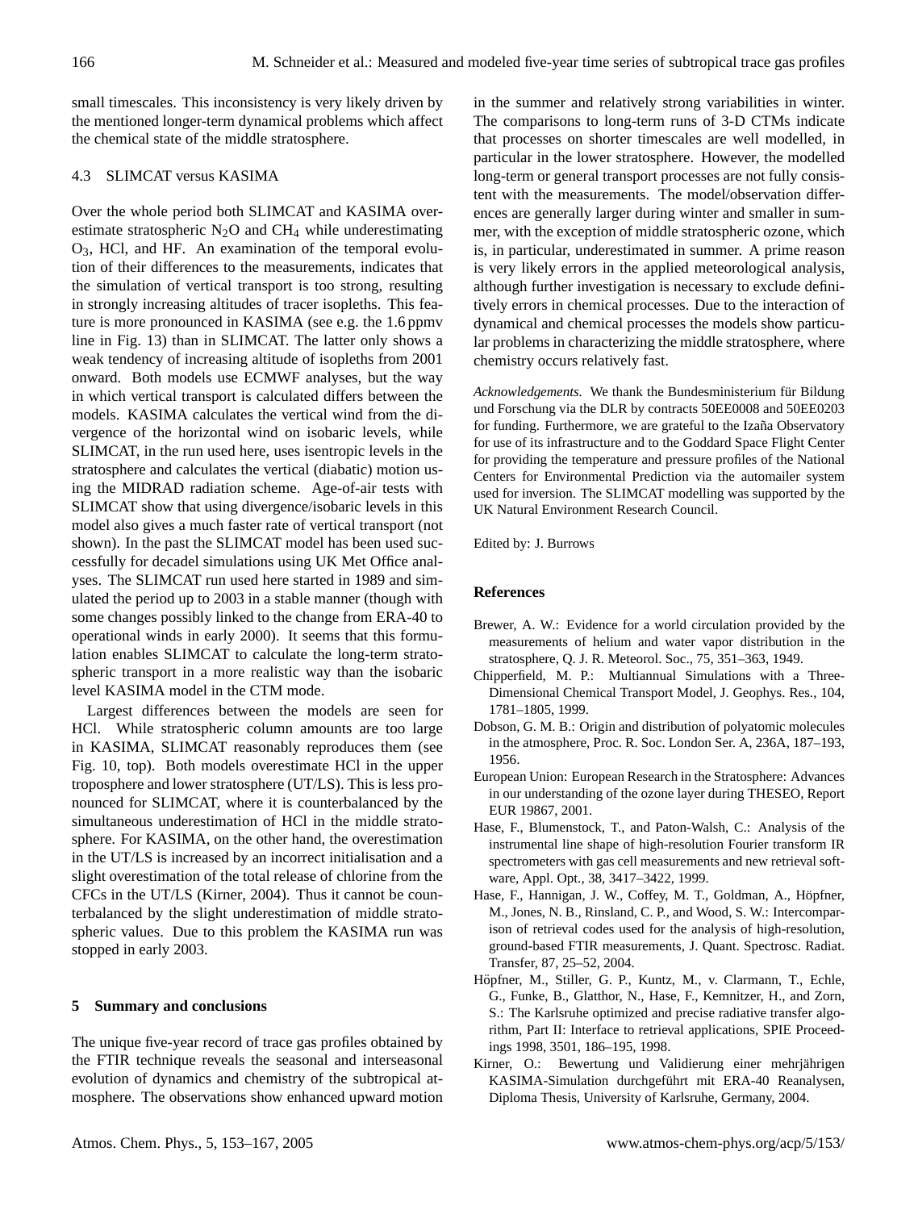small timescales. This inconsistency is very likely driven by the mentioned longer-term dynamical problems which affect the chemical state of the middle stratosphere.

### 4.3 SLIMCAT versus KASIMA

Over the whole period both SLIMCAT and KASIMA overestimate stratospheric $N_2O$ and $CH_4$ while underestimating $O_3$, HCl, and HF. An examination of the temporal evolution of their differences to the measurements, indicates that the simulation of vertical transport is too strong, resulting in strongly increasing altitudes of tracer isopleths. This feature is more pronounced in KASIMA (see e.g. the 1.6 ppmv line in Fig. 13) than in SLIMCAT. The latter only shows a weak tendency of increasing altitude of isopleths from 2001 onward. Both models use ECMWF analyses, but the way in which vertical transport is calculated differs between the models. KASIMA calculates the vertical wind from the divergence of the horizontal wind on isobaric levels, while SLIMCAT, in the run used here, uses isentropic levels in the stratosphere and calculates the vertical (diabatic) motion using the MIDRAD radiation scheme. Age-of-air tests with SLIMCAT show that using divergence/isobaric levels in this model also gives a much faster rate of vertical transport (not shown). In the past the SLIMCAT model has been used successfully for decadel simulations using UK Met Office analyses. The SLIMCAT run used here started in 1989 and simulated the period up to 2003 in a stable manner (though with some changes possibly linked to the change from ERA-40 to operational winds in early 2000). It seems that this formulation enables SLIMCAT to calculate the long-term stratospheric transport in a more realistic way than the isobaric level KASIMA model in the CTM mode.

Largest differences between the models are seen for HCl. While stratospheric column amounts are too large in KASIMA, SLIMCAT reasonably reproduces them (see Fig. 10, top). Both models overestimate HCl in the upper troposphere and lower stratosphere (UT/LS). This is less pronounced for SLIMCAT, where it is counterbalanced by the simultaneous underestimation of HCl in the middle stratosphere. For KASIMA, on the other hand, the overestimation in the UT/LS is increased by an incorrect initialisation and a slight overestimation of the total release of chlorine from the CFCs in the UT/LS (Kirner, 2004). Thus it cannot be counterbalanced by the slight underestimation of middle stratospheric values. Due to this problem the KASIMA run was stopped in early 2003.

## 5 Summary and conclusions

The unique five-year record of trace gas profiles obtained by the FTIR technique reveals the seasonal and interseasonal evolution of dynamics and chemistry of the subtropical atmosphere. The observations show enhanced upward motion in the summer and relatively strong variabilities in winter. The comparisons to long-term runs of 3-D CTMs indicate that processes on shorter timescales are well modelled, in particular in the lower stratosphere. However, the modelled long-term or general transport processes are not fully consistent with the measurements. The model/observation differences are generally larger during winter and smaller in summer, with the exception of middle stratospheric ozone, which is, in particular, underestimated in summer. A prime reason is very likely errors in the applied meteorological analysis, although further investigation is necessary to exclude definitively errors in chemical processes. Due to the interaction of dynamical and chemical processes the models show particular problems in characterizing the middle stratosphere, where chemistry occurs relatively fast.

*Acknowledgements.* We thank the Bundesministerium für Bildung und Forschung via the DLR by contracts 50EE0008 and 50EE0203 for funding. Furthermore, we are grateful to the Izaña Observatory for use of its infrastructure and to the Goddard Space Flight Center for providing the temperature and pressure profiles of the National Centers for Environmental Prediction via the automailer system used for inversion. The SLIMCAT modelling was supported by the UK Natural Environment Research Council.

Edited by: J. Burrows

## References

Brewer, A. W.: Evidence for a world circulation provided by the measurements of helium and water vapor distribution in the stratosphere, Q. J. R. Meteorol. Soc., 75, 351–363, 1949.

Chipperfield, M. P.: Multiannual Simulations with a Three-Dimensional Chemical Transport Model, J. Geophys. Res., 104, 1781–1805, 1999.

Dobson, G. M. B.: Origin and distribution of polyatomic molecules in the atmosphere, Proc. R. Soc. London Ser. A, 236A, 187–193, 1956.

European Union: European Research in the Stratosphere: Advances in our understanding of the ozone layer during THESEO, Report EUR 19867, 2001.

Hase, F., Blumenstock, T., and Paton-Walsh, C.: Analysis of the instrumental line shape of high-resolution Fourier transform IR spectrometers with gas cell measurements and new retrieval software, Appl. Opt., 38, 3417–3422, 1999.

Hase, F., Hannigan, J. W., Coffey, M. T., Goldman, A., Höpfner, M., Jones, N. B., Rinsland, C. P., and Wood, S. W.: Intercomparison of retrieval codes used for the analysis of high-resolution, ground-based FTIR measurements, J. Quant. Spectrosc. Radiat. Transfer, 87, 25–52, 2004.

Höpfner, M., Stiller, G. P., Kuntz, M., v. Clarmann, T., Echle, G., Funke, B., Glatthor, N., Hase, F., Kemnitzer, H., and Zorn, S.: The Karlsruhe optimized and precise radiative transfer algorithm, Part II: Interface to retrieval applications, SPIE Proceedings 1998, 3501, 186–195, 1998.

Kirner, O.: Bewertung und Validierung einer mehrjährigen KASIMA-Simulation durchgeführt mit ERA-40 Reanalysen, Diploma Thesis, University of Karlsruhe, Germany, 2004.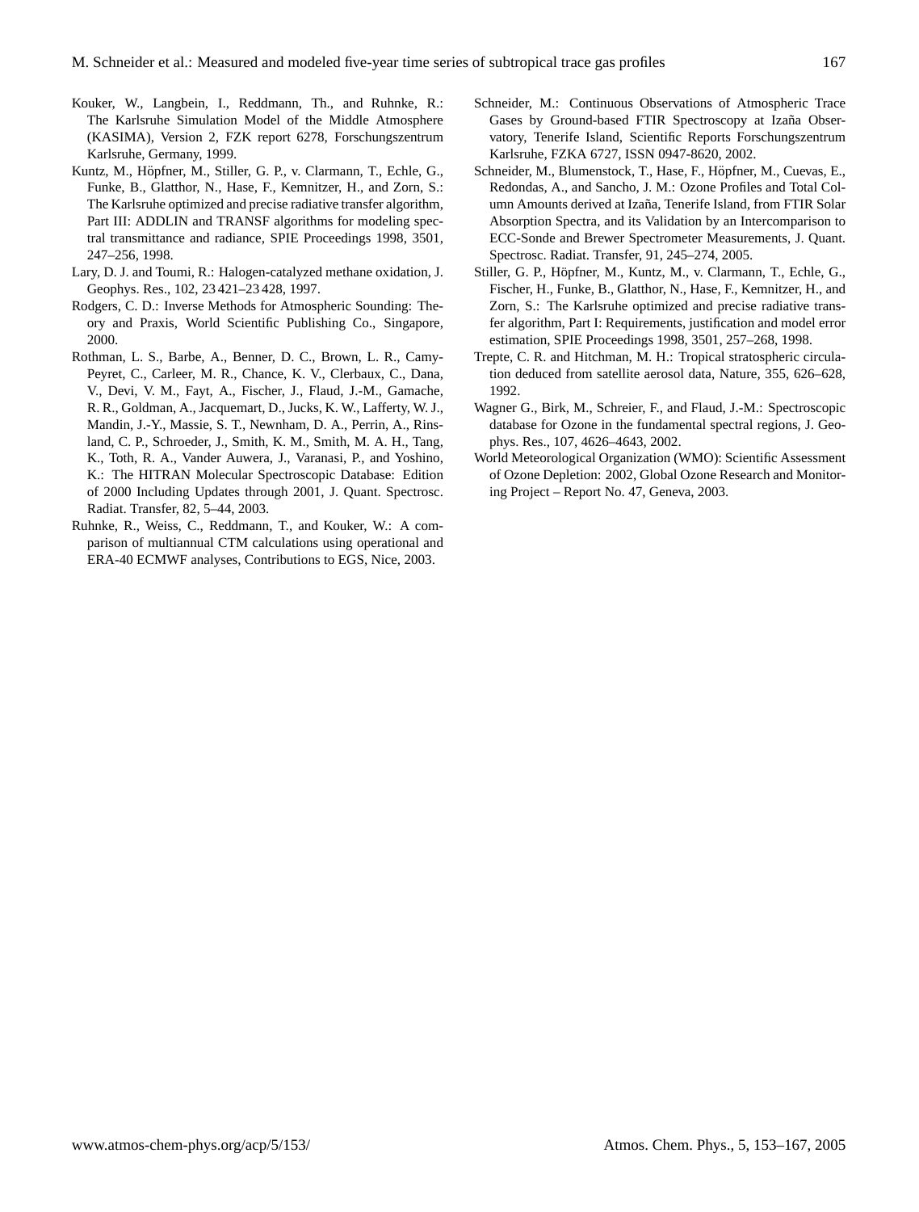Kouker, W., Langbein, I., Reddmann, Th., and Ruhnke, R.: The Karlsruhe Simulation Model of the Middle Atmosphere (KASIMA), Version 2, FZK report 6278, Forschungszentrum Karlsruhe, Germany, 1999.

Kuntz, M., Höpfner, M., Stiller, G. P., v. Clarmann, T., Echle, G., Funke, B., Glatthor, N., Hase, F., Kemnitzer, H., and Zorn, S.: The Karlsruhe optimized and precise radiative transfer algorithm, Part III: ADDLIN and TRANSF algorithms for modeling spectral transmittance and radiance, SPIE Proceedings 1998, 3501, 247–256, 1998.

Lary, D. J. and Toumi, R.: Halogen-catalyzed methane oxidation, J. Geophys. Res., 102, 23 421–23 428, 1997.

Rodgers, C. D.: Inverse Methods for Atmospheric Sounding: Theory and Praxis, World Scientific Publishing Co., Singapore, 2000.

Rothman, L. S., Barbe, A., Benner, D. C., Brown, L. R., Camy-Peyret, C., Carleer, M. R., Chance, K. V., Clerbaux, C., Dana, V., Devi, V. M., Fayt, A., Fischer, J., Flaud, J.-M., Gamache, R. R., Goldman, A., Jacquemart, D., Jucks, K. W., Lafferty, W. J., Mandin, J.-Y., Massie, S. T., Newnham, D. A., Perrin, A., Rinsland, C. P., Schroeder, J., Smith, K. M., Smith, M. A. H., Tang, K., Toth, R. A., Vander Auwera, J., Varanasi, P., and Yoshino, K.: The HITRAN Molecular Spectroscopic Database: Edition of 2000 Including Updates through 2001, J. Quant. Spectrosc. Radiat. Transfer, 82, 5–44, 2003.

Ruhnke, R., Weiss, C., Reddmann, T., and Kouker, W.: A comparison of multiannual CTM calculations using operational and ERA-40 ECMWF analyses, Contributions to EGS, Nice, 2003.

Schneider, M.: Continuous Observations of Atmospheric Trace Gases by Ground-based FTIR Spectroscopy at Izaña Observatory, Tenerife Island, Scientific Reports Forschungszentrum Karlsruhe, FZKA 6727, ISSN 0947-8620, 2002.

Schneider, M., Blumenstock, T., Hase, F., Höpfner, M., Cuevas, E., Redondas, A., and Sancho, J. M.: Ozone Profiles and Total Column Amounts derived at Izaña, Tenerife Island, from FTIR Solar Absorption Spectra, and its Validation by an Intercomparison to ECC-Sonde and Brewer Spectrometer Measurements, J. Quant. Spectrosc. Radiat. Transfer, 91, 245–274, 2005.

Stiller, G. P., Höpfner, M., Kuntz, M., v. Clarmann, T., Echle, G., Fischer, H., Funke, B., Glatthor, N., Hase, F., Kemnitzer, H., and Zorn, S.: The Karlsruhe optimized and precise radiative transfer algorithm, Part I: Requirements, justification and model error estimation, SPIE Proceedings 1998, 3501, 257–268, 1998.

Trepte, C. R. and Hitchman, M. H.: Tropical stratospheric circulation deduced from satellite aerosol data, Nature, 355, 626–628, 1992.

Wagner G., Birk, M., Schreier, F., and Flaud, J.-M.: Spectroscopic database for Ozone in the fundamental spectral regions, J. Geophys. Res., 107, 4626–4643, 2002.

World Meteorological Organization (WMO): Scientific Assessment of Ozone Depletion: 2002, Global Ozone Research and Monitoring Project – Report No. 47, Geneva, 2003.